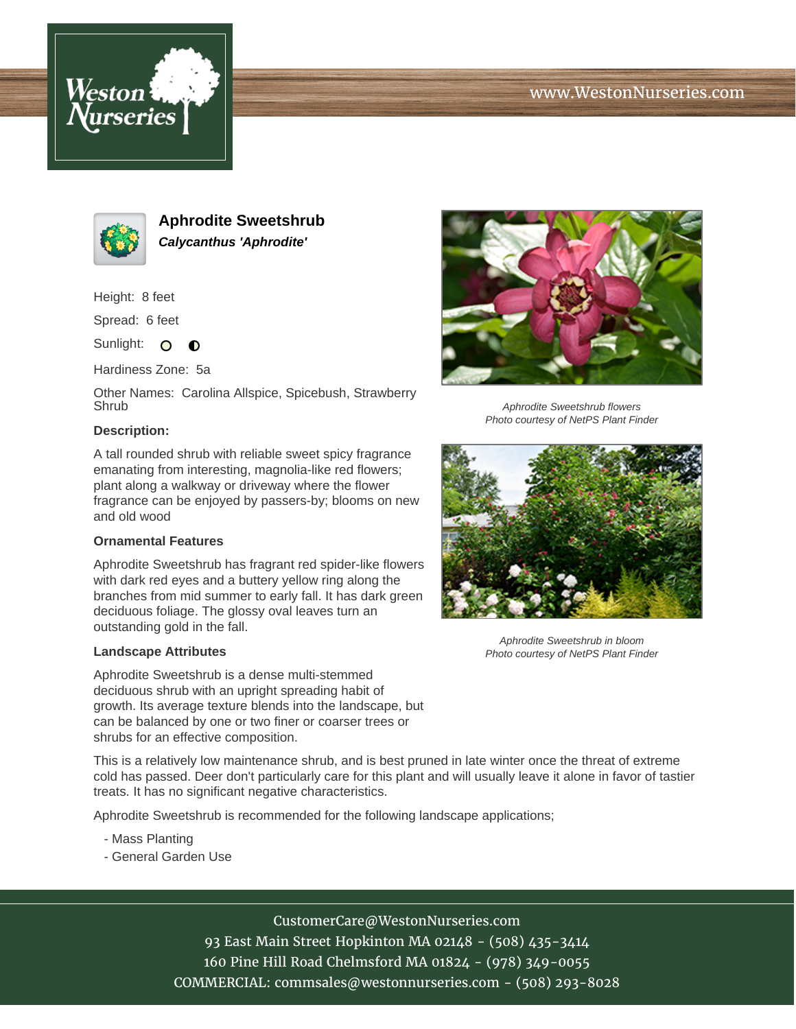# Aphrodite Sweetshrub

***Calycanthus 'Aphrodite'***

Height: 8 feet

Spread: 6 feet

Sunlight: ○ ◐

Hardiness Zone: 5a

Other Names: Carolina Allspice, Spicebush, Strawberry Shrub

**Description:**

A tall rounded shrub with reliable sweet spicy fragrance emanating from interesting, magnolia-like red flowers; plant along a walkway or driveway where the flower fragrance can be enjoyed by passers-by; blooms on new and old wood

### Ornamental Features

Aphrodite Sweetshrub has fragrant red spider-like flowers with dark red eyes and a buttery yellow ring along the branches from mid summer to early fall. It has dark green deciduous foliage. The glossy oval leaves turn an outstanding gold in the fall.

### Landscape Attributes

Aphrodite Sweetshrub is a dense multi-stemmed deciduous shrub with an upright spreading habit of growth. Its average texture blends into the landscape, but can be balanced by one or two finer or coarser trees or shrubs for an effective composition.

This is a relatively low maintenance shrub, and is best pruned in late winter once the threat of extreme cold has passed. Deer don't particularly care for this plant and will usually leave it alone in favor of tastier treats. It has no significant negative characteristics.

Aphrodite Sweetshrub is recommended for the following landscape applications;

- Mass Planting
- General Garden Use

*Aphrodite Sweetshrub flowers*
*Photo courtesy of NetPS Plant Finder*

*Aphrodite Sweetshrub in bloom*
*Photo courtesy of NetPS Plant Finder*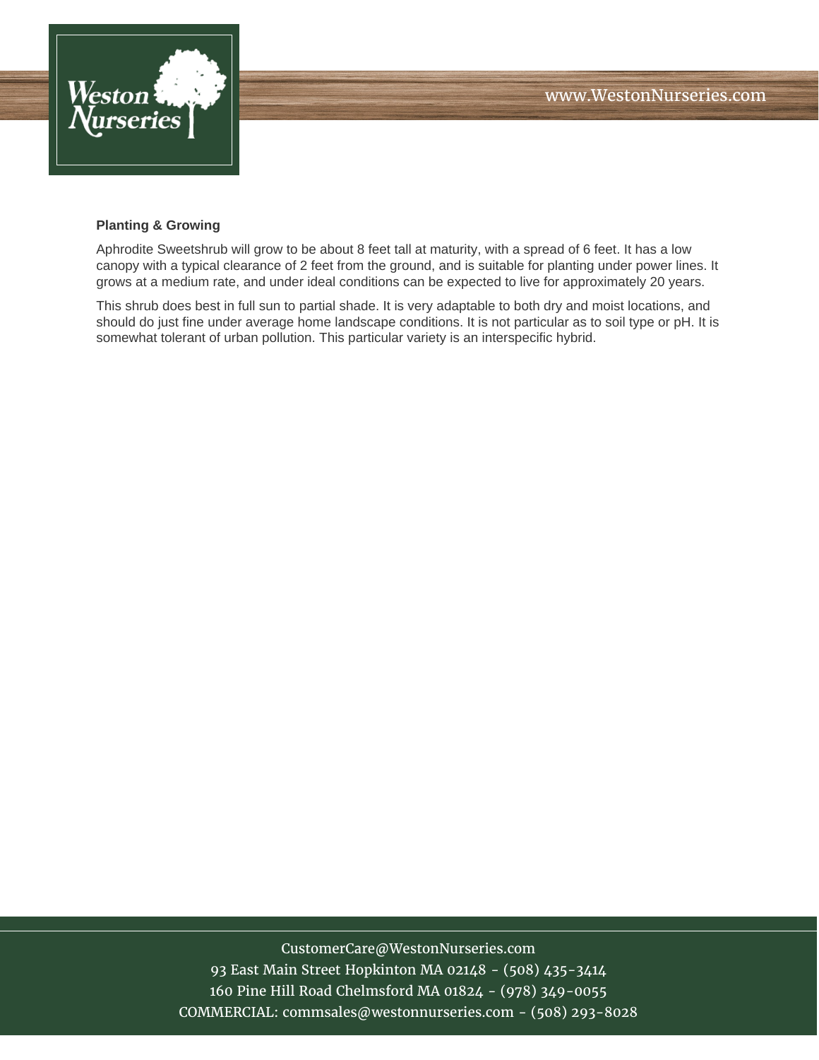**Planting & Growing**

Aphrodite Sweetshrub will grow to be about 8 feet tall at maturity, with a spread of 6 feet. It has a low canopy with a typical clearance of 2 feet from the ground, and is suitable for planting under power lines. It grows at a medium rate, and under ideal conditions can be expected to live for approximately 20 years.

This shrub does best in full sun to partial shade. It is very adaptable to both dry and moist locations, and should do just fine under average home landscape conditions. It is not particular as to soil type or pH. It is somewhat tolerant of urban pollution. This particular variety is an interspecific hybrid.